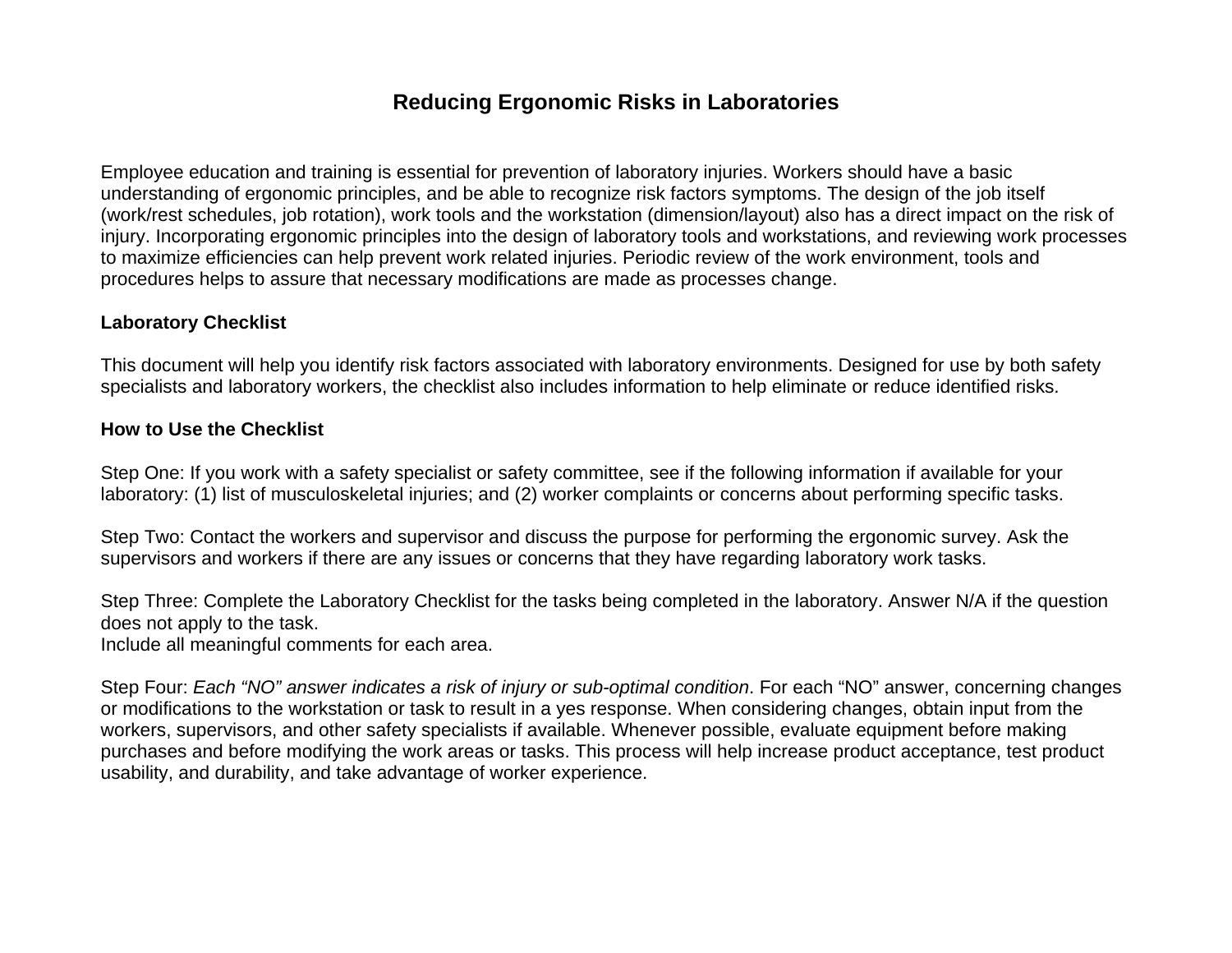# Reducing Ergonomic Risks in Laboratories

Employee education and training is essential for prevention of laboratory injuries. Workers should have a basic understanding of ergonomic principles, and be able to recognize risk factors symptoms. The design of the job itself (work/rest schedules, job rotation), work tools and the workstation (dimension/layout) also has a direct impact on the risk of injury. Incorporating ergonomic principles into the design of laboratory tools and workstations, and reviewing work processes to maximize efficiencies can help prevent work related injuries. Periodic review of the work environment, tools and procedures helps to assure that necessary modifications are made as processes change.

**Laboratory Checklist**

This document will help you identify risk factors associated with laboratory environments. Designed for use by both safety specialists and laboratory workers, the checklist also includes information to help eliminate or reduce identified risks.

**How to Use the Checklist**

Step One: If you work with a safety specialist or safety committee, see if the following information if available for your laboratory: (1) list of musculoskeletal injuries; and (2) worker complaints or concerns about performing specific tasks.

Step Two: Contact the workers and supervisor and discuss the purpose for performing the ergonomic survey. Ask the supervisors and workers if there are any issues or concerns that they have regarding laboratory work tasks.

Step Three: Complete the Laboratory Checklist for the tasks being completed in the laboratory. Answer N/A if the question does not apply to the task.
Include all meaningful comments for each area.

Step Four: *Each "NO" answer indicates a risk of injury or sub-optimal condition*. For each "NO" answer, concerning changes or modifications to the workstation or task to result in a yes response. When considering changes, obtain input from the workers, supervisors, and other safety specialists if available. Whenever possible, evaluate equipment before making purchases and before modifying the work areas or tasks. This process will help increase product acceptance, test product usability, and durability, and take advantage of worker experience.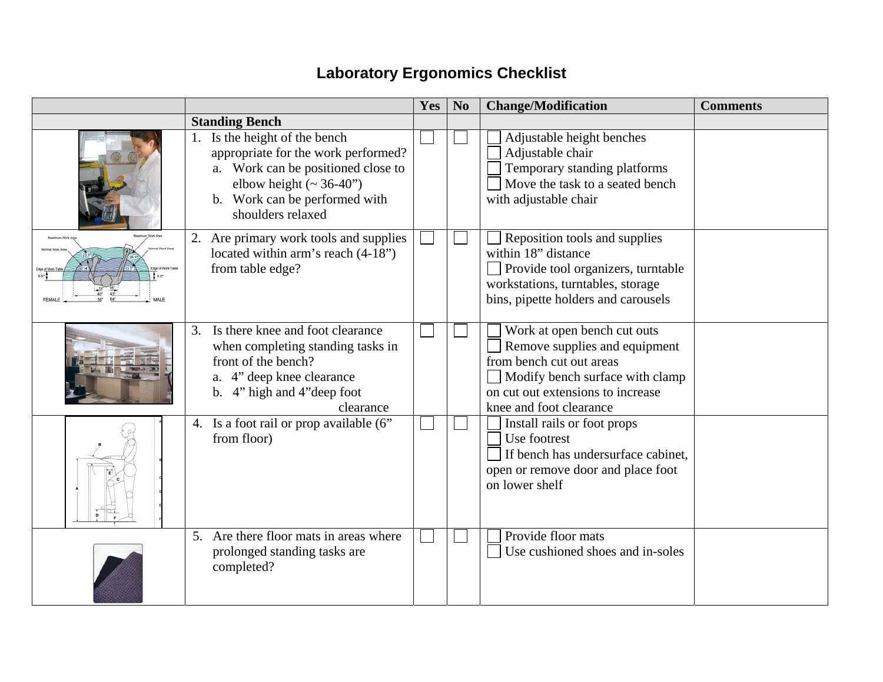# Laboratory Ergonomics Checklist

| | | Yes | No | Change/Modification | Comments |
|---|---|---|---|---|---|
| | **Standing Bench** | | | | |
| | 1. Is the height of the bench appropriate for the work performed?<br>a. Work can be positioned close to elbow height (~ 36-40")<br>b. Work can be performed with shoulders relaxed | ☐ | ☐ | ☐ Adjustable height benches<br>☐ Adjustable chair<br>☐ Temporary standing platforms<br>☐ Move the task to a seated bench with adjustable chair | |
| | 2. Are primary work tools and supplies located within arm's reach (4-18") from table edge? | ☐ | ☐ | ☐ Reposition tools and supplies within 18" distance<br>☐ Provide tool organizers, turntable workstations, turntables, storage bins, pipette holders and carousels | |
| | 3. Is there knee and foot clearance when completing standing tasks in front of the bench?<br>a. 4" deep knee clearance<br>b. 4" high and 4"deep foot clearance | ☐ | ☐ | ☐ Work at open bench cut outs<br>☐ Remove supplies and equipment from bench cut out areas<br>☐ Modify bench surface with clamp on cut out extensions to increase knee and foot clearance | |
| | 4. Is a foot rail or prop available (6" from floor) | ☐ | ☐ | ☐ Install rails or foot props<br>☐ Use footrest<br>☐ If bench has undersurface cabinet, open or remove door and place foot on lower shelf | |
| | 5. Are there floor mats in areas where prolonged standing tasks are completed? | ☐ | ☐ | ☐ Provide floor mats<br>☐ Use cushioned shoes and in-soles | |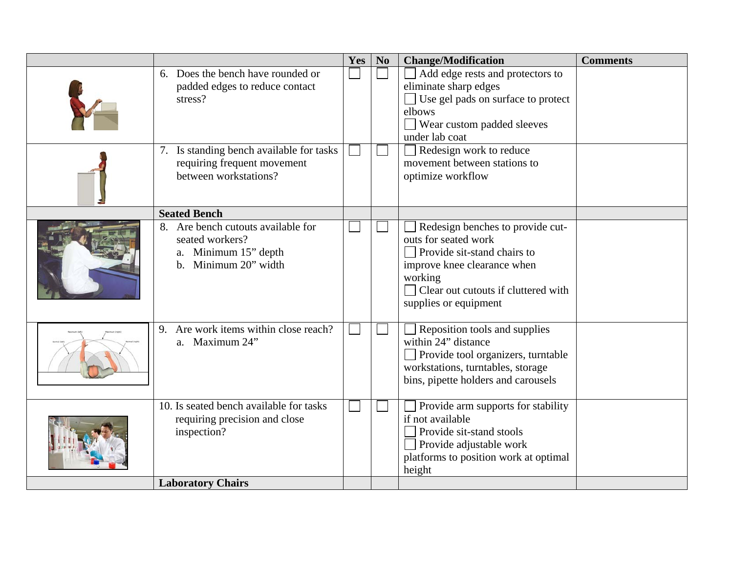| | | Yes | No | Change/Modification | Comments |
|---|---|---|---|---|---|
| | 6. Does the bench have rounded or padded edges to reduce contact stress? | ☐ | ☐ | ☐ Add edge rests and protectors to eliminate sharp edges<br>☐ Use gel pads on surface to protect elbows<br>☐ Wear custom padded sleeves under lab coat | |
| | 7. Is standing bench available for tasks requiring frequent movement between workstations? | ☐ | ☐ | ☐ Redesign work to reduce movement between stations to optimize workflow | |
| | **Seated Bench** | | | | |
| | 8. Are bench cutouts available for seated workers?<br>a. Minimum 15" depth<br>b. Minimum 20" width | ☐ | ☐ | ☐ Redesign benches to provide cut-outs for seated work<br>☐ Provide sit-stand chairs to improve knee clearance when working<br>☐ Clear out cutouts if cluttered with supplies or equipment | |
| | 9. Are work items within close reach?<br>a. Maximum 24" | ☐ | ☐ | ☐ Reposition tools and supplies within 24" distance<br>☐ Provide tool organizers, turntable workstations, turntables, storage bins, pipette holders and carousels | |
| | 10. Is seated bench available for tasks requiring precision and close inspection? | ☐ | ☐ | ☐ Provide arm supports for stability if not available<br>☐ Provide sit-stand stools<br>☐ Provide adjustable work platforms to position work at optimal height | |
| | **Laboratory Chairs** | | | | |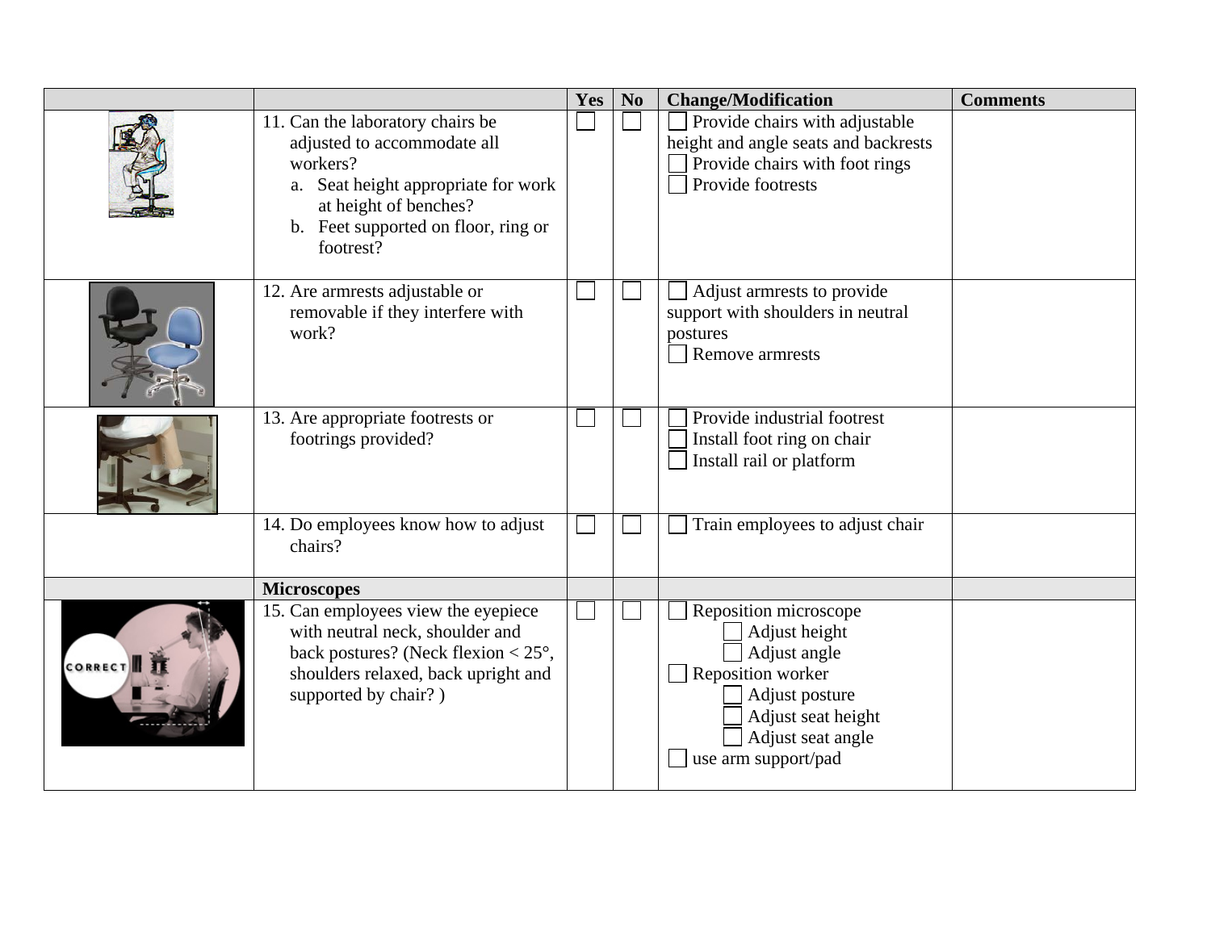| | | Yes | No | Change/Modification | Comments |
|---|---|---|---|---|---|
| | 11. Can the laboratory chairs be adjusted to accommodate all workers?<br>a. Seat height appropriate for work at height of benches?<br>b. Feet supported on floor, ring or footrest? | ☐ | ☐ | ☐ Provide chairs with adjustable height and angle seats and backrests<br>☐ Provide chairs with foot rings<br>☐ Provide footrests | |
| | 12. Are armrests adjustable or removable if they interfere with work? | ☐ | ☐ | ☐ Adjust armrests to provide support with shoulders in neutral postures<br>☐ Remove armrests | |
| | 13. Are appropriate footrests or footrings provided? | ☐ | ☐ | ☐ Provide industrial footrest<br>☐ Install foot ring on chair<br>☐ Install rail or platform | |
| | 14. Do employees know how to adjust chairs? | ☐ | ☐ | ☐ Train employees to adjust chair | |
| | **Microscopes** | | | | |
| | 15. Can employees view the eyepiece with neutral neck, shoulder and back postures? (Neck flexion < 25°, shoulders relaxed, back upright and supported by chair? ) | ☐ | ☐ | ☐ Reposition microscope<br>☐ Adjust height<br>☐ Adjust angle<br>☐ Reposition worker<br>☐ Adjust posture<br>☐ Adjust seat height<br>☐ Adjust seat angle<br>☐ use arm support/pad | |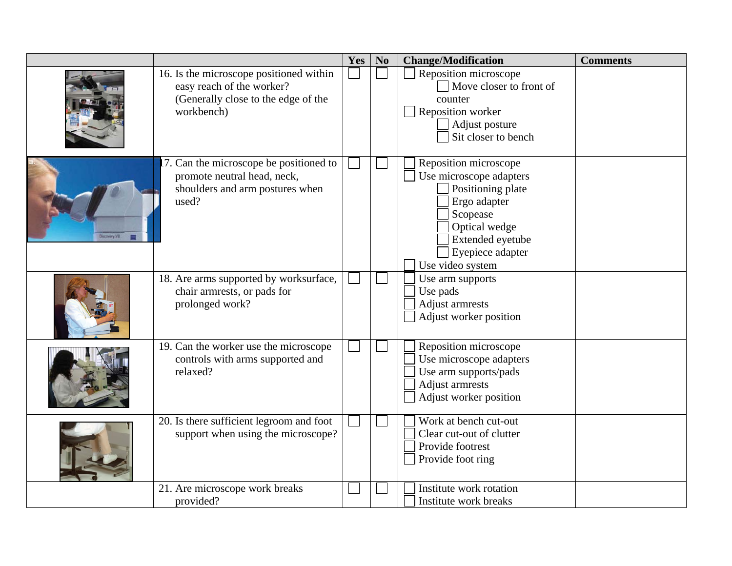|  |  | Yes | No | Change/Modification | Comments |
|---|---|---|---|---|---|
|  | 16. Is the microscope positioned within easy reach of the worker? (Generally close to the edge of the workbench) | ☐ | ☐ | ☐ Reposition microscope<br>    ☐ Move closer to front of counter<br>☐ Reposition worker<br>    ☐ Adjust posture<br>    ☐ Sit closer to bench |  |
|  | 17. Can the microscope be positioned to promote neutral head, neck, shoulders and arm postures when used? | ☐ | ☐ | ☐ Reposition microscope<br>☐ Use microscope adapters<br>    ☐ Positioning plate<br>    ☐ Ergo adapter<br>    ☐ Scopease<br>    ☐ Optical wedge<br>    ☐ Extended eyetube<br>    ☐ Eyepiece adapter<br>☐ Use video system |  |
|  | 18. Are arms supported by worksurface, chair armrests, or pads for prolonged work? | ☐ | ☐ | ☐ Use arm supports<br>☐ Use pads<br>☐ Adjust armrests<br>☐ Adjust worker position |  |
|  | 19. Can the worker use the microscope controls with arms supported and relaxed? | ☐ | ☐ | ☐ Reposition microscope<br>☐ Use microscope adapters<br>☐ Use arm supports/pads<br>☐ Adjust armrests<br>☐ Adjust worker position |  |
|  | 20. Is there sufficient legroom and foot support when using the microscope? | ☐ | ☐ | ☐ Work at bench cut-out<br>☐ Clear cut-out of clutter<br>☐ Provide footrest<br>☐ Provide foot ring |  |
|  | 21. Are microscope work breaks provided? | ☐ | ☐ | ☐ Institute work rotation<br>☐ Institute work breaks |  |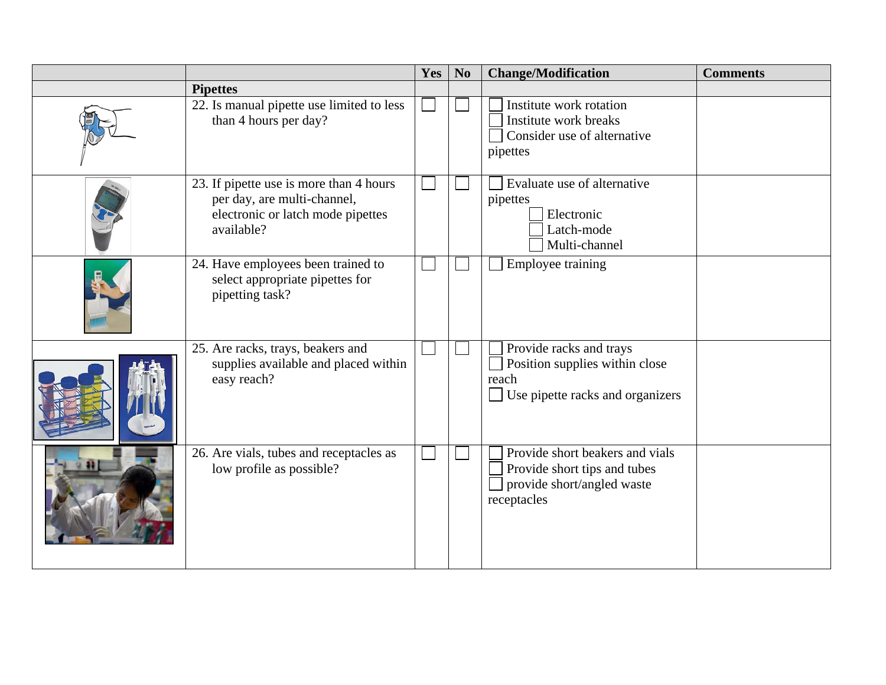|  |  | Yes | No | Change/Modification | Comments |
|---|---|---|---|---|---|
|  | **Pipettes** |  |  |  |  |
|  | 22. Is manual pipette use limited to less than 4 hours per day? | ☐ | ☐ | ☐ Institute work rotation<br>☐ Institute work breaks<br>☐ Consider use of alternative pipettes |  |
|  | 23. If pipette use is more than 4 hours per day, are multi-channel, electronic or latch mode pipettes available? | ☐ | ☐ | ☐ Evaluate use of alternative pipettes<br>☐ Electronic<br>☐ Latch-mode<br>☐ Multi-channel |  |
|  | 24. Have employees been trained to select appropriate pipettes for pipetting task? | ☐ | ☐ | ☐ Employee training |  |
|  | 25. Are racks, trays, beakers and supplies available and placed within easy reach? | ☐ | ☐ | ☐ Provide racks and trays<br>☐ Position supplies within close reach<br>☐ Use pipette racks and organizers |  |
|  | 26. Are vials, tubes and receptacles as low profile as possible? | ☐ | ☐ | ☐ Provide short beakers and vials<br>☐ Provide short tips and tubes<br>☐ provide short/angled waste receptacles |  |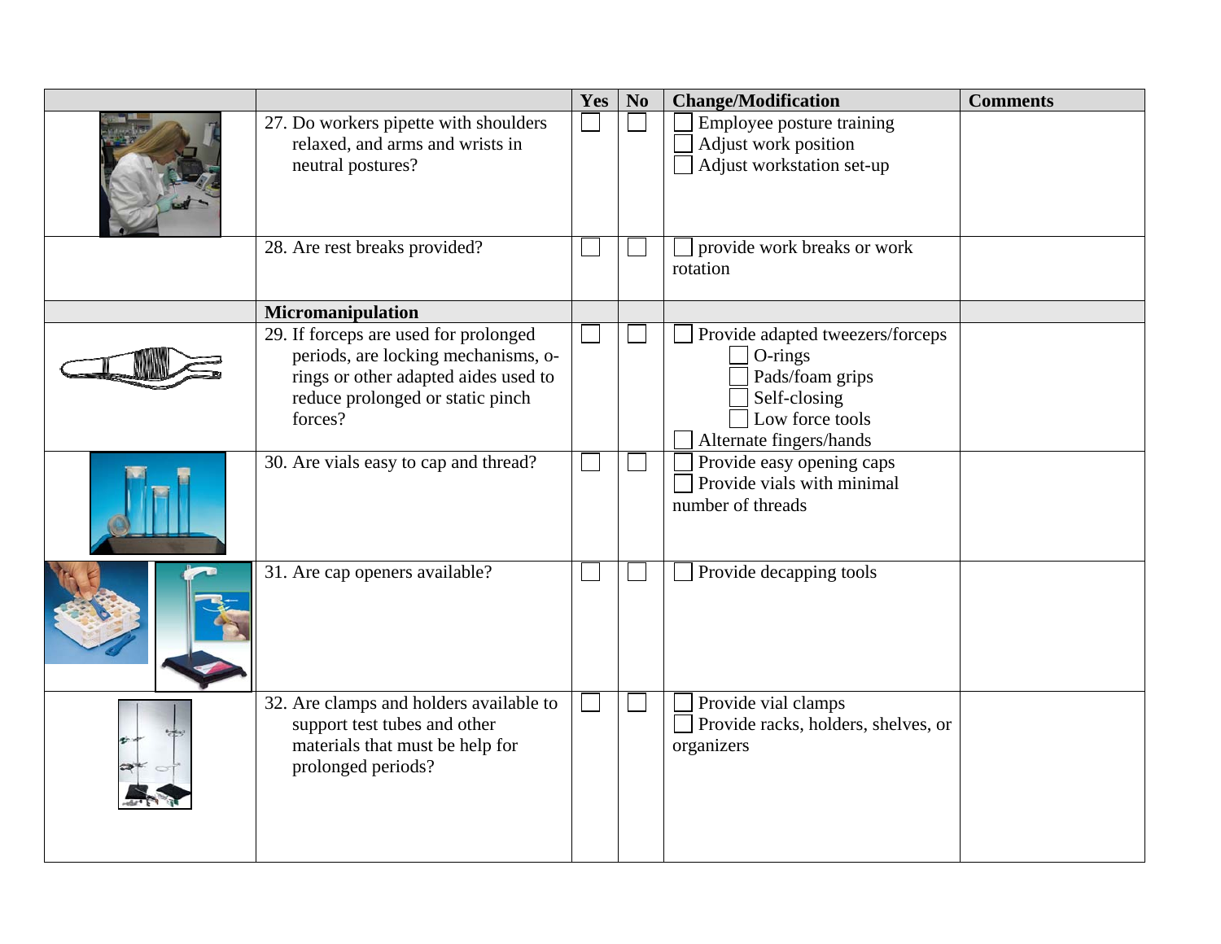| | | Yes | No | Change/Modification | Comments |
|---|---|---|---|---|---|
| | 27. Do workers pipette with shoulders relaxed, and arms and wrists in neutral postures? | ☐ | ☐ | ☐ Employee posture training<br>☐ Adjust work position<br>☐ Adjust workstation set-up | |
| | 28. Are rest breaks provided? | ☐ | ☐ | ☐ provide work breaks or work rotation | |
| | **Micromanipulation** | | | | |
| | 29. If forceps are used for prolonged periods, are locking mechanisms, o-rings or other adapted aides used to reduce prolonged or static pinch forces? | ☐ | ☐ | ☐ Provide adapted tweezers/forceps<br>☐ O-rings<br>☐ Pads/foam grips<br>☐ Self-closing<br>☐ Low force tools<br>☐ Alternate fingers/hands | |
| | 30. Are vials easy to cap and thread? | ☐ | ☐ | ☐ Provide easy opening caps<br>☐ Provide vials with minimal number of threads | |
| | 31. Are cap openers available? | ☐ | ☐ | ☐ Provide decapping tools | |
| | 32. Are clamps and holders available to support test tubes and other materials that must be help for prolonged periods? | ☐ | ☐ | ☐ Provide vial clamps<br>☐ Provide racks, holders, shelves, or organizers | |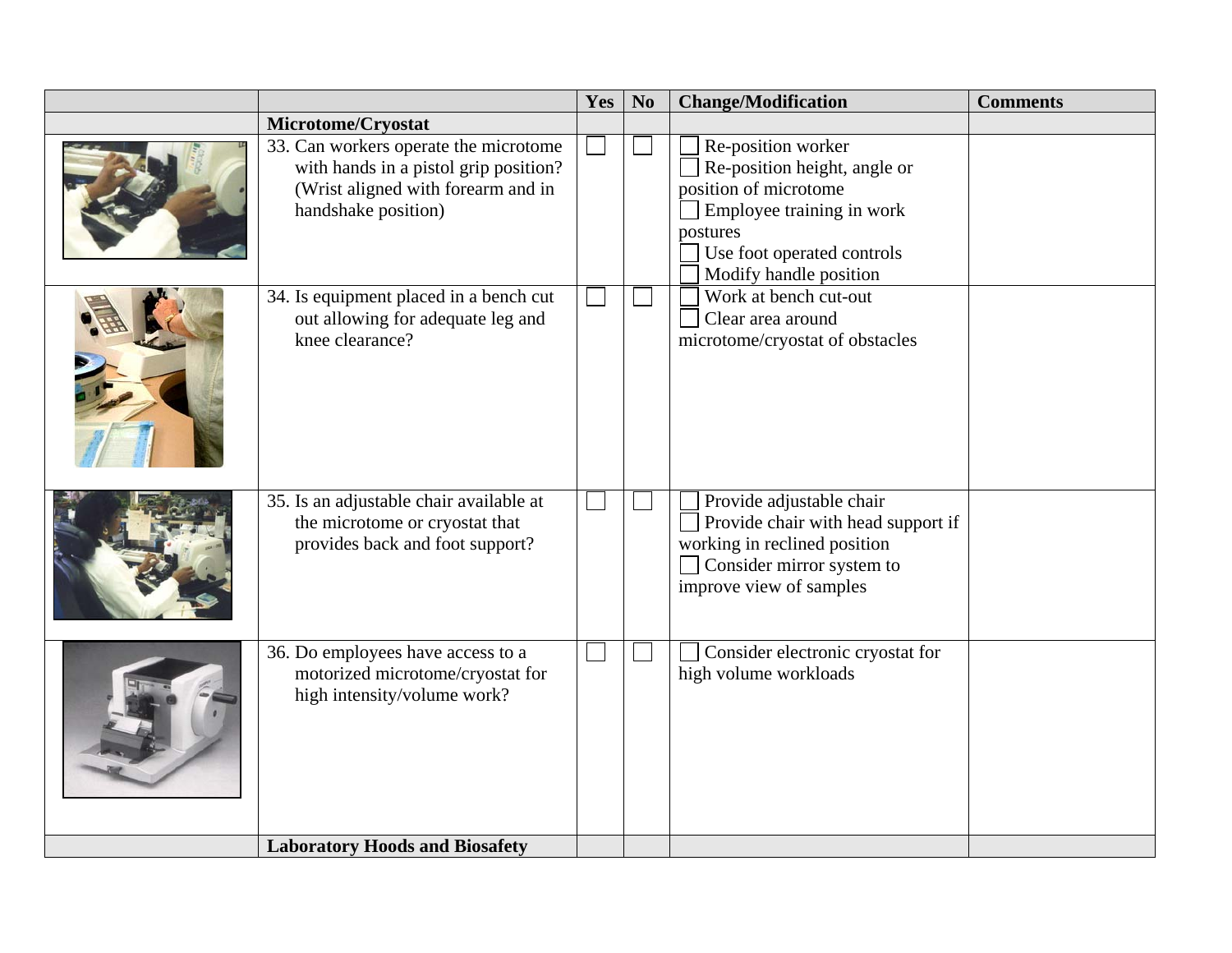| | | Yes | No | Change/Modification | Comments |
|---|---|---|---|---|---|
| | **Microtome/Cryostat** | | | | |
| | 33. Can workers operate the microtome with hands in a pistol grip position? (Wrist aligned with forearm and in handshake position) | ☐ | ☐ | ☐ Re-position worker<br>☐ Re-position height, angle or position of microtome<br>☐ Employee training in work postures<br>☐ Use foot operated controls<br>☐ Modify handle position | |
| | 34. Is equipment placed in a bench cut out allowing for adequate leg and knee clearance? | ☐ | ☐ | ☐ Work at bench cut-out<br>☐ Clear area around microtome/cryostat of obstacles | |
| | 35. Is an adjustable chair available at the microtome or cryostat that provides back and foot support? | ☐ | ☐ | ☐ Provide adjustable chair<br>☐ Provide chair with head support if working in reclined position<br>☐ Consider mirror system to improve view of samples | |
| | 36. Do employees have access to a motorized microtome/cryostat for high intensity/volume work? | ☐ | ☐ | ☐ Consider electronic cryostat for high volume workloads | |
| | **Laboratory Hoods and Biosafety** | | | | |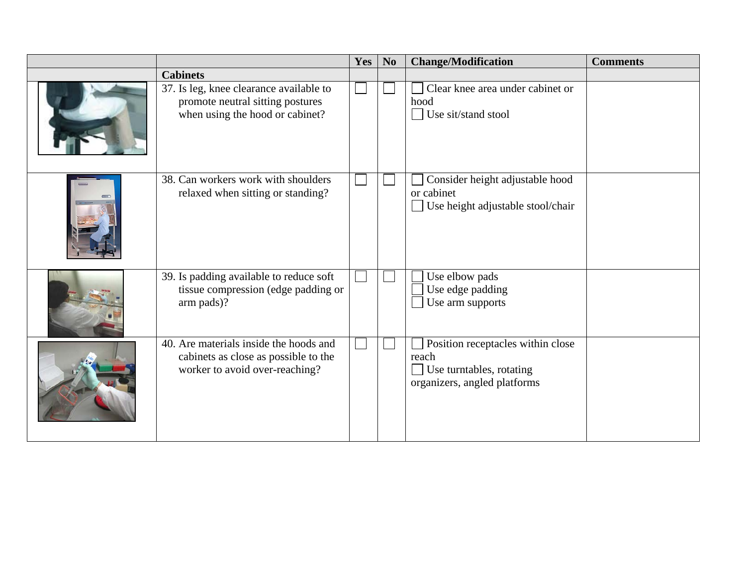| | | Yes | No | Change/Modification | Comments |
|---|---|---|---|---|---|
| | **Cabinets** | | | | |
| | 37. Is leg, knee clearance available to promote neutral sitting postures when using the hood or cabinet? | ☐ | ☐ | ☐ Clear knee area under cabinet or hood<br>☐ Use sit/stand stool | |
| | 38. Can workers work with shoulders relaxed when sitting or standing? | ☐ | ☐ | ☐ Consider height adjustable hood or cabinet<br>☐ Use height adjustable stool/chair | |
| | 39. Is padding available to reduce soft tissue compression (edge padding or arm pads)? | ☐ | ☐ | ☐ Use elbow pads<br>☐ Use edge padding<br>☐ Use arm supports | |
| | 40. Are materials inside the hoods and cabinets as close as possible to the worker to avoid over-reaching? | ☐ | ☐ | ☐ Position receptacles within close reach<br>☐ Use turntables, rotating organizers, angled platforms | |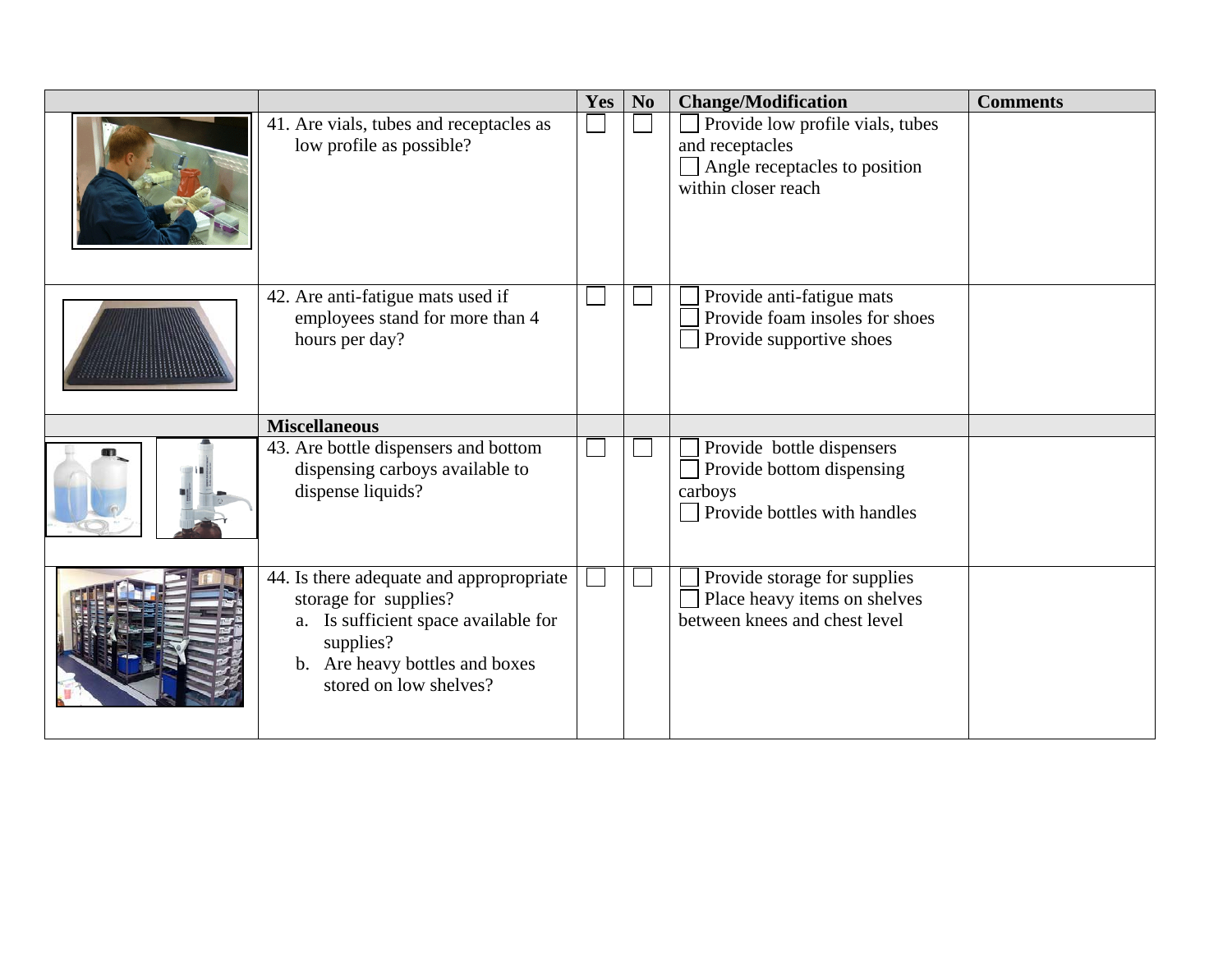| | | Yes | No | Change/Modification | Comments |
|---|---|---|---|---|---|
| | 41. Are vials, tubes and receptacles as low profile as possible? | ☐ | ☐ | ☐ Provide low profile vials, tubes and receptacles<br>☐ Angle receptacles to position within closer reach | |
| | 42. Are anti-fatigue mats used if employees stand for more than 4 hours per day? | ☐ | ☐ | ☐ Provide anti-fatigue mats<br>☐ Provide foam insoles for shoes<br>☐ Provide supportive shoes | |
| | **Miscellaneous** | | | | |
| | 43. Are bottle dispensers and bottom dispensing carboys available to dispense liquids? | ☐ | ☐ | ☐ Provide bottle dispensers<br>☐ Provide bottom dispensing carboys<br>☐ Provide bottles with handles | |
| | 44. Is there adequate and appropropriate storage for supplies?<br>a. Is sufficient space available for supplies?<br>b. Are heavy bottles and boxes stored on low shelves? | ☐ | ☐ | ☐ Provide storage for supplies<br>☐ Place heavy items on shelves between knees and chest level | |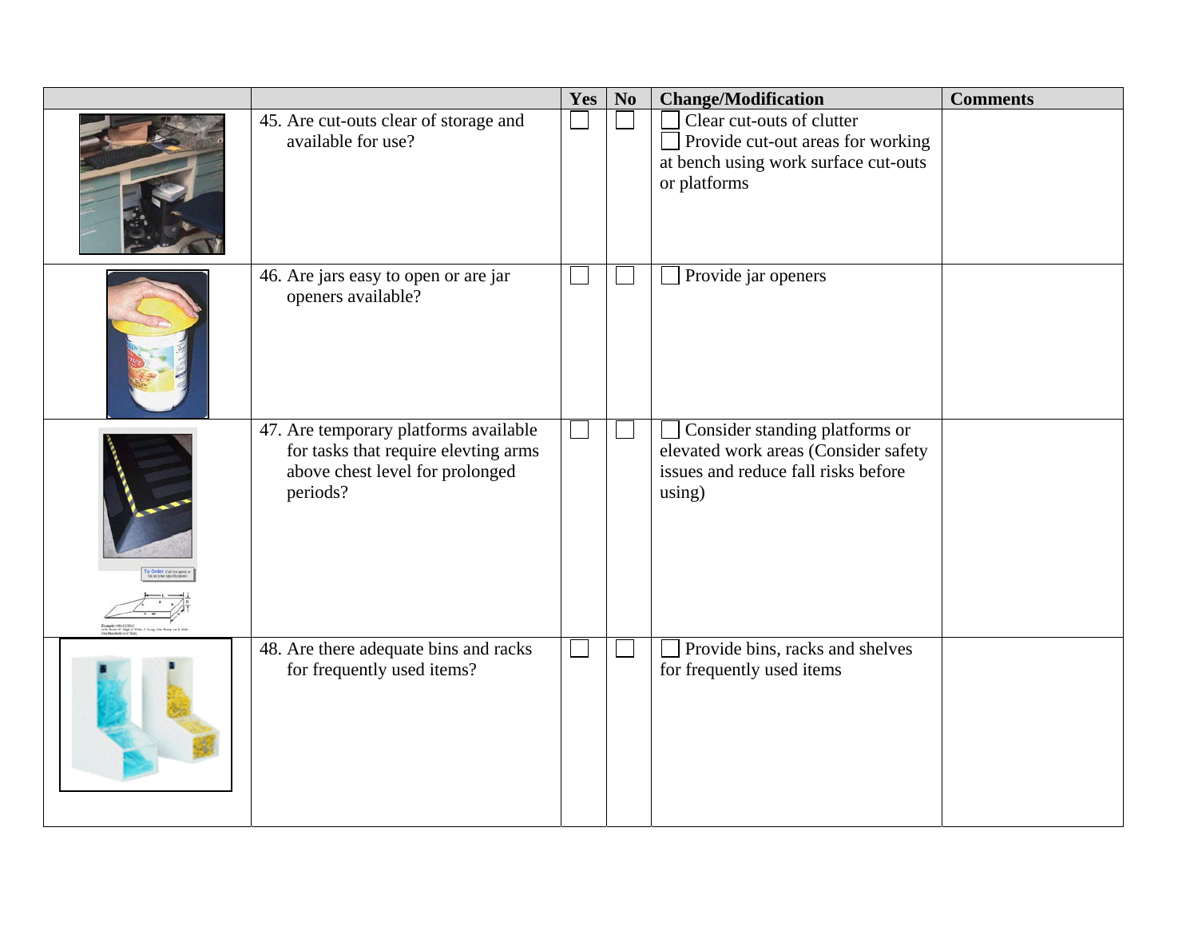| | | Yes | No | Change/Modification | Comments |
|---|---|---|---|---|---|
| | 45. Are cut-outs clear of storage and available for use? | ☐ | ☐ | ☐ Clear cut-outs of clutter<br>☐ Provide cut-out areas for working at bench using work surface cut-outs or platforms | |
| | 46. Are jars easy to open or are jar openers available? | ☐ | ☐ | ☐ Provide jar openers | |
| | 47. Are temporary platforms available for tasks that require elevting arms above chest level for prolonged periods? | ☐ | ☐ | ☐ Consider standing platforms or elevated work areas (Consider safety issues and reduce fall risks before using) | |
| | 48. Are there adequate bins and racks for frequently used items? | ☐ | ☐ | ☐ Provide bins, racks and shelves for frequently used items | |